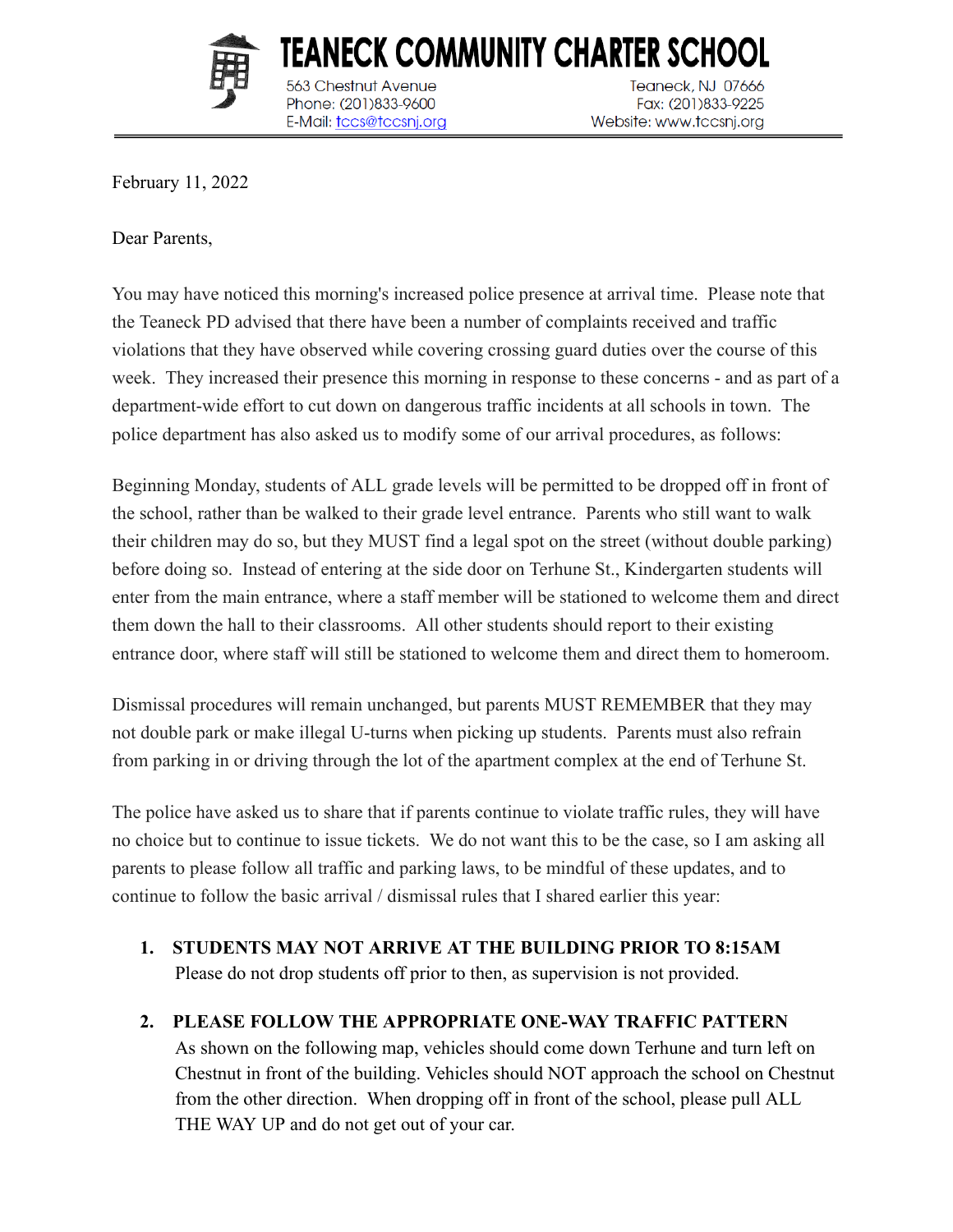# TEANECK COMMUNITY CHARTER SCHOOL

563 Chestnut Avenue
Teaneck, NJ 07666
Phone: (201)833-9600
Fax: (201)833-9225
E-Mail: tccs@tccsnj.org
Website: www.tccsnj.org

---

February 11, 2022

Dear Parents,

You may have noticed this morning's increased police presence at arrival time. Please note that the Teaneck PD advised that there have been a number of complaints received and traffic violations that they have observed while covering crossing guard duties over the course of this week. They increased their presence this morning in response to these concerns - and as part of a department-wide effort to cut down on dangerous traffic incidents at all schools in town. The police department has also asked us to modify some of our arrival procedures, as follows:

Beginning Monday, students of ALL grade levels will be permitted to be dropped off in front of the school, rather than be walked to their grade level entrance. Parents who still want to walk their children may do so, but they MUST find a legal spot on the street (without double parking) before doing so. Instead of entering at the side door on Terhune St., Kindergarten students will enter from the main entrance, where a staff member will be stationed to welcome them and direct them down the hall to their classrooms. All other students should report to their existing entrance door, where staff will still be stationed to welcome them and direct them to homeroom.

Dismissal procedures will remain unchanged, but parents MUST REMEMBER that they may not double park or make illegal U-turns when picking up students. Parents must also refrain from parking in or driving through the lot of the apartment complex at the end of Terhune St.

The police have asked us to share that if parents continue to violate traffic rules, they will have no choice but to continue to issue tickets. We do not want this to be the case, so I am asking all parents to please follow all traffic and parking laws, to be mindful of these updates, and to continue to follow the basic arrival / dismissal rules that I shared earlier this year:

1. **STUDENTS MAY NOT ARRIVE AT THE BUILDING PRIOR TO 8:15AM**
   Please do not drop students off prior to then, as supervision is not provided.

2. **PLEASE FOLLOW THE APPROPRIATE ONE-WAY TRAFFIC PATTERN**
   As shown on the following map, vehicles should come down Terhune and turn left on Chestnut in front of the building. Vehicles should NOT approach the school on Chestnut from the other direction. When dropping off in front of the school, please pull ALL THE WAY UP and do not get out of your car.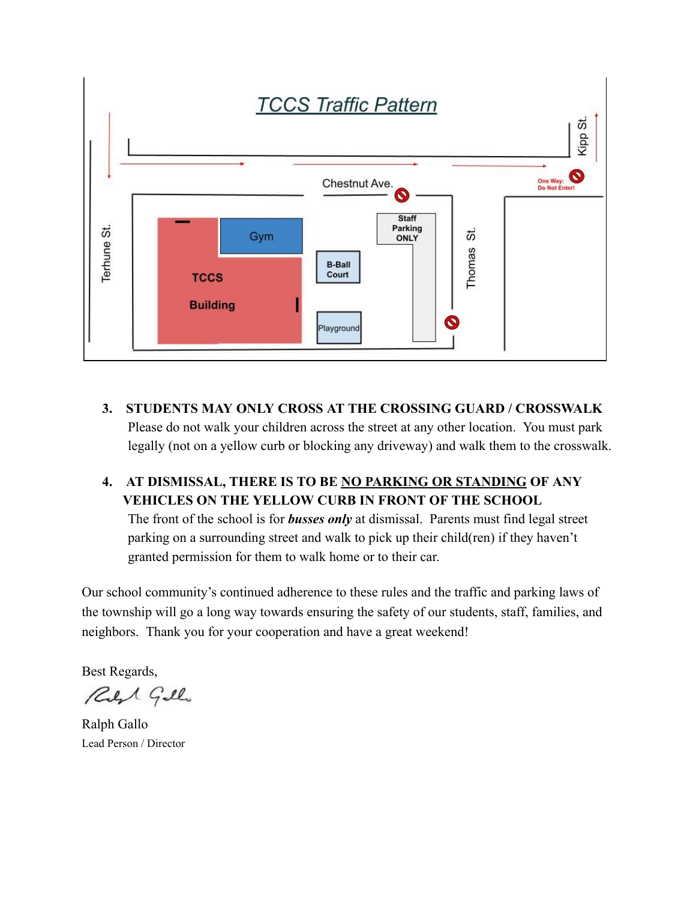TCCS Traffic Pattern

Chestnut Ave.

Kipp St.

One Way: Do Not Enter!

Terhune St.

Thomas St.

Gym

TCCS Building

B-Ball Court

Playground

Staff Parking ONLY

3. **STUDENTS MAY ONLY CROSS AT THE CROSSING GUARD / CROSSWALK**
   Please do not walk your children across the street at any other location. You must park legally (not on a yellow curb or blocking any driveway) and walk them to the crosswalk.

4. **AT DISMISSAL, THERE IS TO BE NO PARKING OR STANDING OF ANY VEHICLES ON THE YELLOW CURB IN FRONT OF THE SCHOOL**
   The front of the school is for ***busses only*** at dismissal. Parents must find legal street parking on a surrounding street and walk to pick up their child(ren) if they haven't granted permission for them to walk home or to their car.

Our school community's continued adherence to these rules and the traffic and parking laws of the township will go a long way towards ensuring the safety of our students, staff, families, and neighbors. Thank you for your cooperation and have a great weekend!

Best Regards,

Ralph Gallo
Lead Person / Director